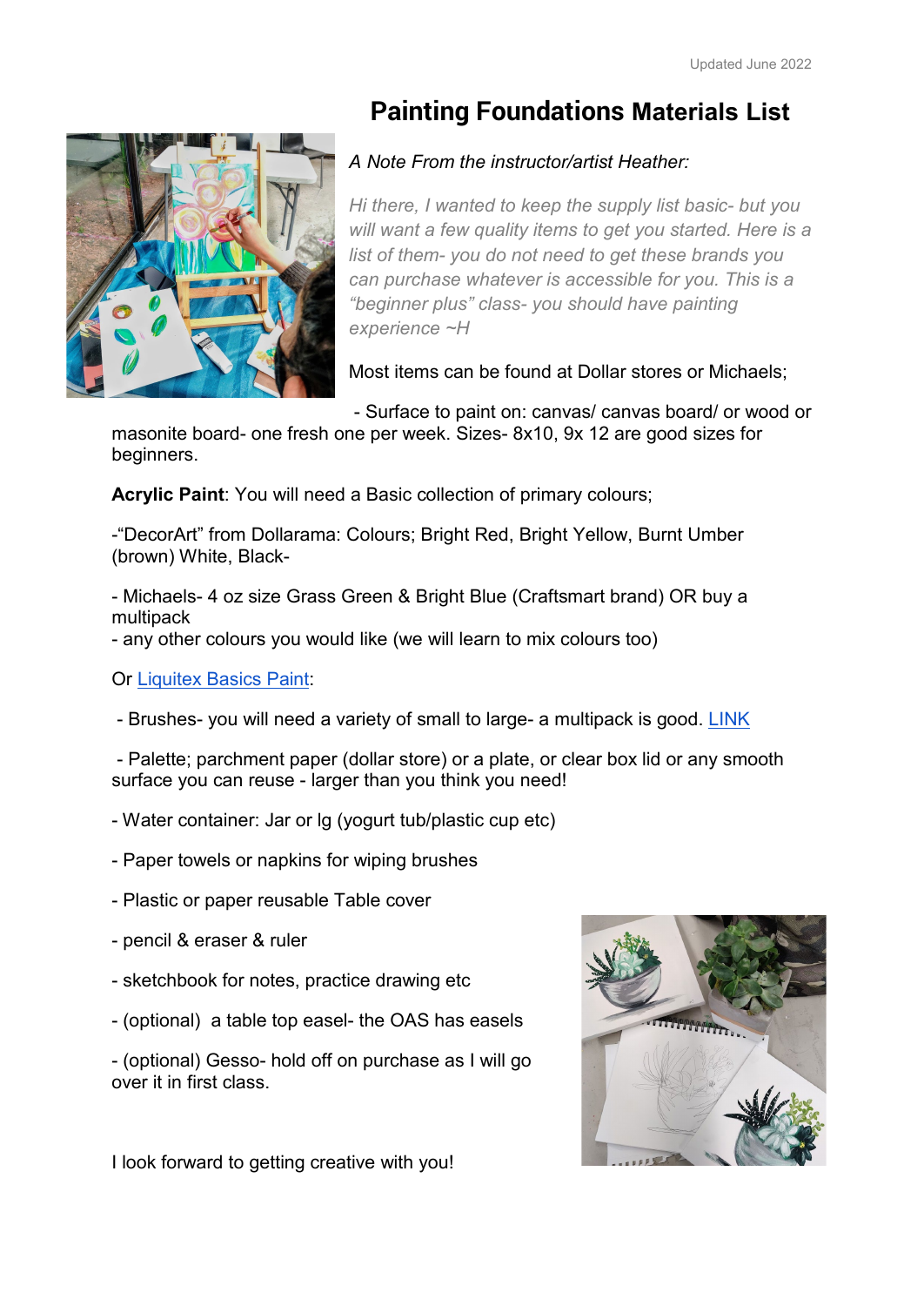Updated June 2022

# Painting Foundations Materials List

*A Note From the instructor/artist Heather:*

*Hi there, I wanted to keep the supply list basic- but you will want a few quality items to get you started. Here is a list of them- you do not need to get these brands you can purchase whatever is accessible for you. This is a "beginner plus" class- you should have painting experience ~H*

Most items can be found at Dollar stores or Michaels;

- Surface to paint on: canvas/ canvas board/ or wood or masonite board- one fresh one per week. Sizes- 8x10, 9x 12 are good sizes for beginners.

**Acrylic Paint**: You will need a Basic collection of primary colours;

-"DecorArt" from Dollarama: Colours; Bright Red, Bright Yellow, Burnt Umber (brown) White, Black-

- Michaels- 4 oz size Grass Green & Bright Blue (Craftsmart brand) OR buy a multipack
- any other colours you would like (we will learn to mix colours too)

Or Liquitex Basics Paint:

- Brushes- you will need a variety of small to large- a multipack is good. LINK

- Palette; parchment paper (dollar store) or a plate, or clear box lid or any smooth surface you can reuse - larger than you think you need!

- Water container: Jar or lg (yogurt tub/plastic cup etc)

- Paper towels or napkins for wiping brushes

- Plastic or paper reusable Table cover

- pencil & eraser & ruler

- sketchbook for notes, practice drawing etc

- (optional) a table top easel- the OAS has easels

- (optional) Gesso- hold off on purchase as I will go over it in first class.

I look forward to getting creative with you!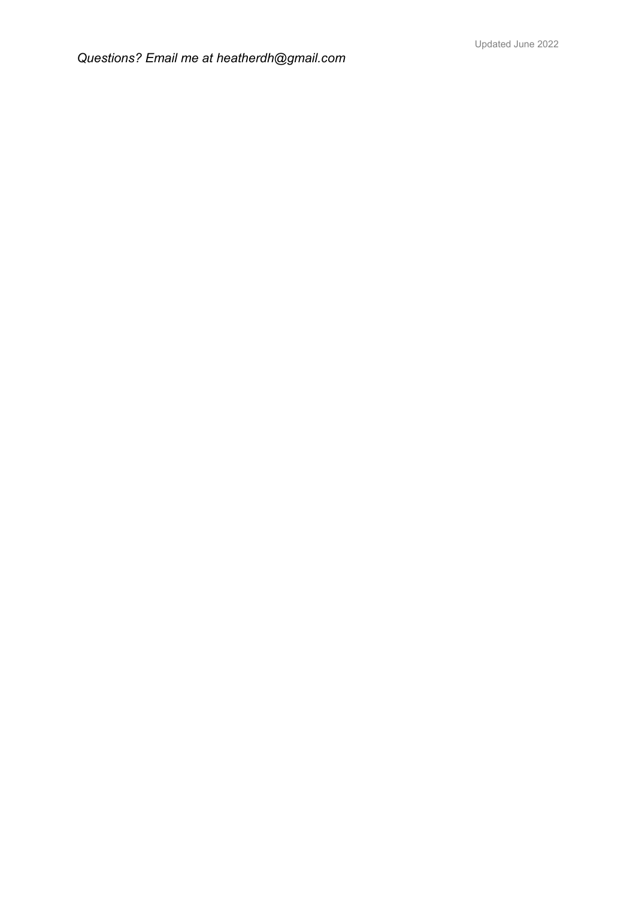*Questions? Email me at heatherdh@gmail.com*

Updated June 2022